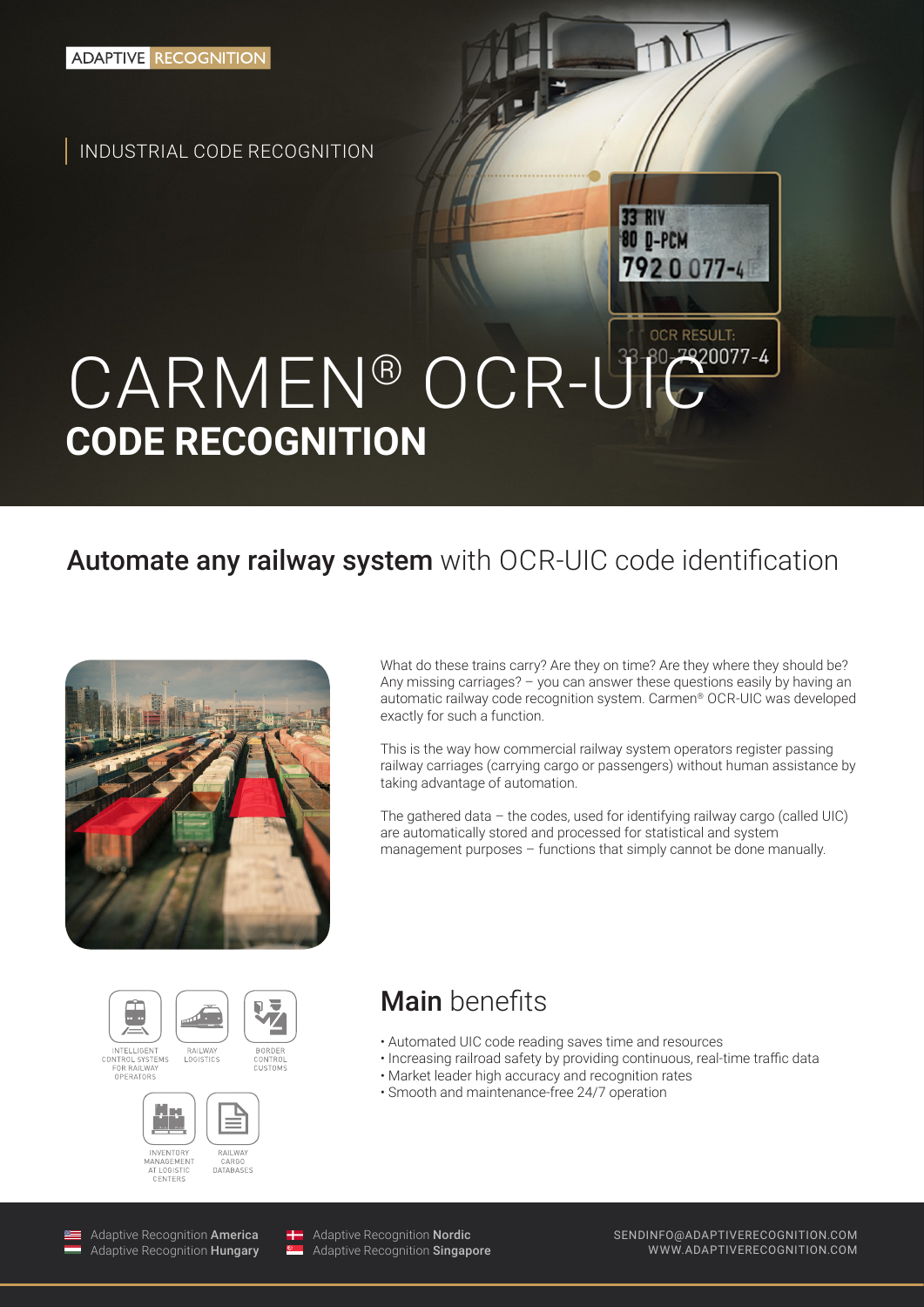ADAPTIVE RECOGNITION

INDUSTRIAL CODE RECOGNITION

# CARMEN® OCR-UIC
# CODE RECOGNITION

## Automate any railway system with OCR-UIC code identification

What do these trains carry? Are they on time? Are they where they should be? Any missing carriages? – you can answer these questions easily by having an automatic railway code recognition system. Carmen® OCR-UIC was developed exactly for such a function.

This is the way how commercial railway system operators register passing railway carriages (carrying cargo or passengers) without human assistance by taking advantage of automation.

The gathered data – the codes, used for identifying railway cargo (called UIC) are automatically stored and processed for statistical and system management purposes – functions that simply cannot be done manually.

INTELLIGENT CONTROL SYSTEMS FOR RAILWAY OPERATORS

RAILWAY LOGISTICS

BORDER CONTROL CUSTOMS

INVENTORY MANAGEMENT AT LOGISTIC CENTERS

RAILWAY CARGO DATABASES

## Main benefits

- Automated UIC code reading saves time and resources
- Increasing railroad safety by providing continuous, real-time traffic data
- Market leader high accuracy and recognition rates
- Smooth and maintenance-free 24/7 operation

Adaptive Recognition **America**
Adaptive Recognition **Hungary**
Adaptive Recognition **Nordic**
Adaptive Recognition **Singapore**

SENDINFO@ADAPTIVERECOGNITION.COM
WWW.ADAPTIVERECOGNITION.COM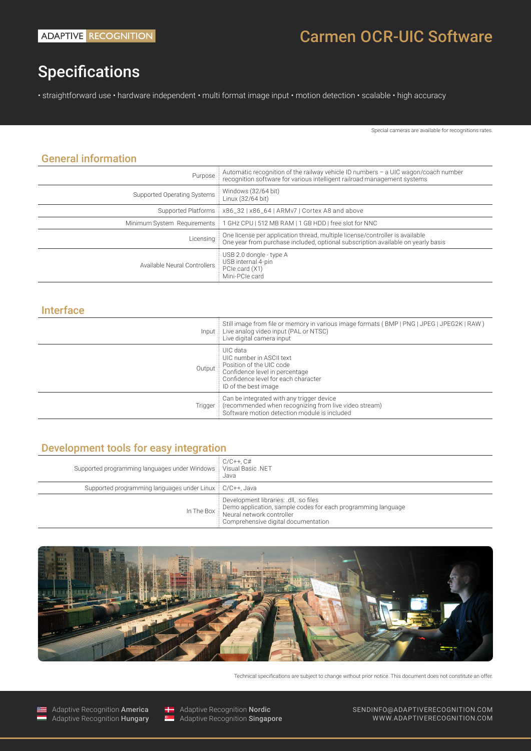ADAPTIVE RECOGNITION

# Carmen OCR-UIC Software

## Specifications

• straightforward use • hardware independent • multi format image input • motion detection • scalable • high accuracy

Special cameras are available for recognitions rates.

### General information

| | |
|---|---|
| Purpose | Automatic recognition of the railway vehicle ID numbers – a UIC wagon/coach number recognition software for various intelligent railroad management systems |
| Supported Operating Systems | Windows (32/64 bit)<br>Linux (32/64 bit) |
| Supported Platforms | x86_32 \| x86_64 \| ARMv7 \| Cortex A8 and above |
| Minimum System Requirements | 1 GHz CPU \| 512 MB RAM \| 1 GB HDD \| free slot for NNC |
| Licensing | One license per application thread, multiple license/controller is available<br>One year from purchase included, optional subscription available on yearly basis |
| Available Neural Controllers | USB 2.0 dongle - type A<br>USB internal 4-pin<br>PCIe card (X1)<br>Mini-PCIe card |

### Interface

| | |
|---|---|
| Input | Still image from file or memory in various image formats ( BMP \| PNG \| JPEG \| JPEG2K \| RAW )<br>Live analog video input (PAL or NTSC)<br>Live digital camera input |
| Output | UIC data<br>UIC number in ASCII text<br>Position of the UIC code<br>Confidence level in percentage<br>Confidence level for each character<br>ID of the best image |
| Trigger | Can be integrated with any trigger device<br>(recommended when recognizing from live video stream)<br>Software motion detection module is included |

### Development tools for easy integration

| | |
|---|---|
| Supported programming languages under Windows | C/C++, C#<br>Visual Basic .NET<br>Java |
| Supported programming languages under Linux | C/C++, Java |
| In The Box | Development libraries: .dll, .so files<br>Demo application, sample codes for each programming language<br>Neural network controller<br>Comprehensive digital documentation |

Technical specifications are subject to change without prior notice. This document does not constitute an offer.

Adaptive Recognition **America**
Adaptive Recognition **Hungary**
Adaptive Recognition **Nordic**
Adaptive Recognition **Singapore**

SENDINFO@ADAPTIVERECOGNITION.COM
WWW.ADAPTIVERECOGNITION.COM